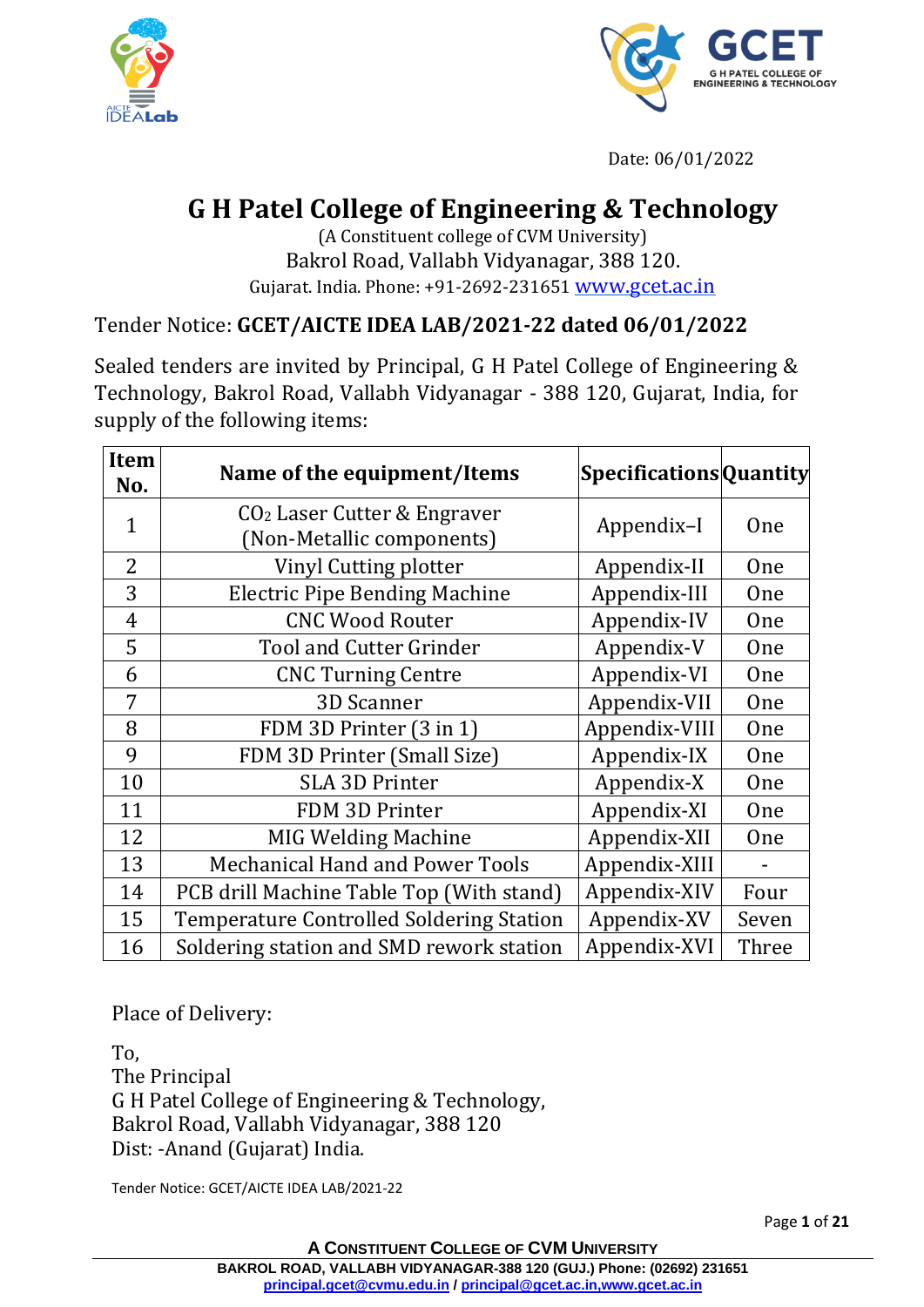Date: 06/01/2022

# G H Patel College of Engineering & Technology

(A Constituent college of CVM University)
Bakrol Road, Vallabh Vidyanagar, 388 120.
Gujarat. India. Phone: +91-2692-231651 www.gcet.ac.in

Tender Notice: **GCET/AICTE IDEA LAB/2021-22 dated 06/01/2022**

Sealed tenders are invited by Principal, G H Patel College of Engineering & Technology, Bakrol Road, Vallabh Vidyanagar - 388 120, Gujarat, India, for supply of the following items:

| Item No. | Name of the equipment/Items | Specifications | Quantity |
|---|---|---|---|
| 1 | $CO_2$ Laser Cutter & Engraver (Non-Metallic components) | Appendix–I | One |
| 2 | Vinyl Cutting plotter | Appendix-II | One |
| 3 | Electric Pipe Bending Machine | Appendix-III | One |
| 4 | CNC Wood Router | Appendix-IV | One |
| 5 | Tool and Cutter Grinder | Appendix-V | One |
| 6 | CNC Turning Centre | Appendix-VI | One |
| 7 | 3D Scanner | Appendix-VII | One |
| 8 | FDM 3D Printer (3 in 1) | Appendix-VIII | One |
| 9 | FDM 3D Printer (Small Size) | Appendix-IX | One |
| 10 | SLA 3D Printer | Appendix-X | One |
| 11 | FDM 3D Printer | Appendix-XI | One |
| 12 | MIG Welding Machine | Appendix-XII | One |
| 13 | Mechanical Hand and Power Tools | Appendix-XIII | - |
| 14 | PCB drill Machine Table Top (With stand) | Appendix-XIV | Four |
| 15 | Temperature Controlled Soldering Station | Appendix-XV | Seven |
| 16 | Soldering station and SMD rework station | Appendix-XVI | Three |

Place of Delivery:

To,
The Principal
G H Patel College of Engineering & Technology,
Bakrol Road, Vallabh Vidyanagar, 388 120
Dist: -Anand (Gujarat) India.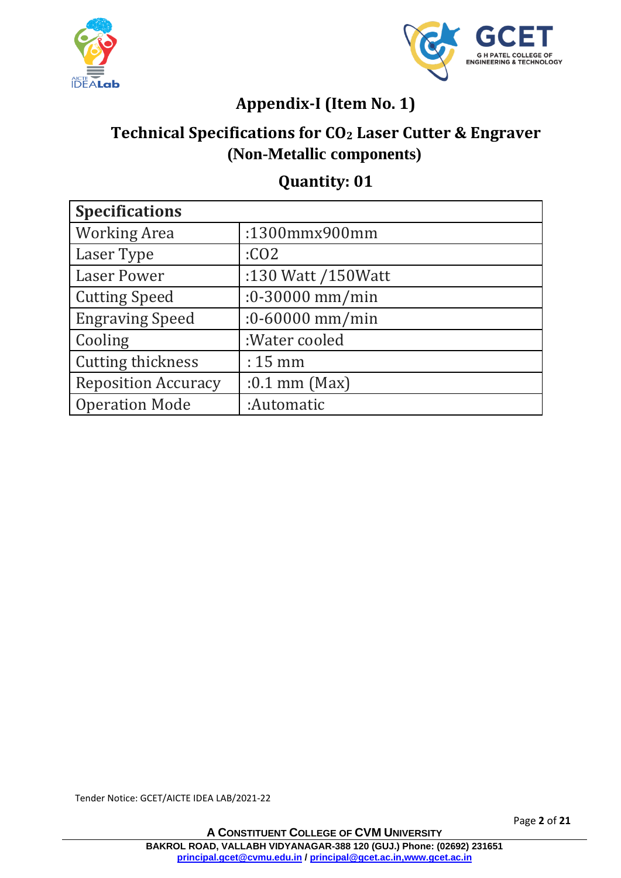## Appendix-I (Item No. 1)

## Technical Specifications for $CO_2$ Laser Cutter & Engraver (Non-Metallic components)

## Quantity: 01

| Specifications | |
|---|---|
| Working Area | :1300mmx900mm |
| Laser Type | :CO2 |
| Laser Power | :130 Watt /150Watt |
| Cutting Speed | :0-30000 mm/min |
| Engraving Speed | :0-60000 mm/min |
| Cooling | :Water cooled |
| Cutting thickness | : 15 mm |
| Reposition Accuracy | :0.1 mm (Max) |
| Operation Mode | :Automatic |

Tender Notice: GCET/AICTE IDEA LAB/2021-22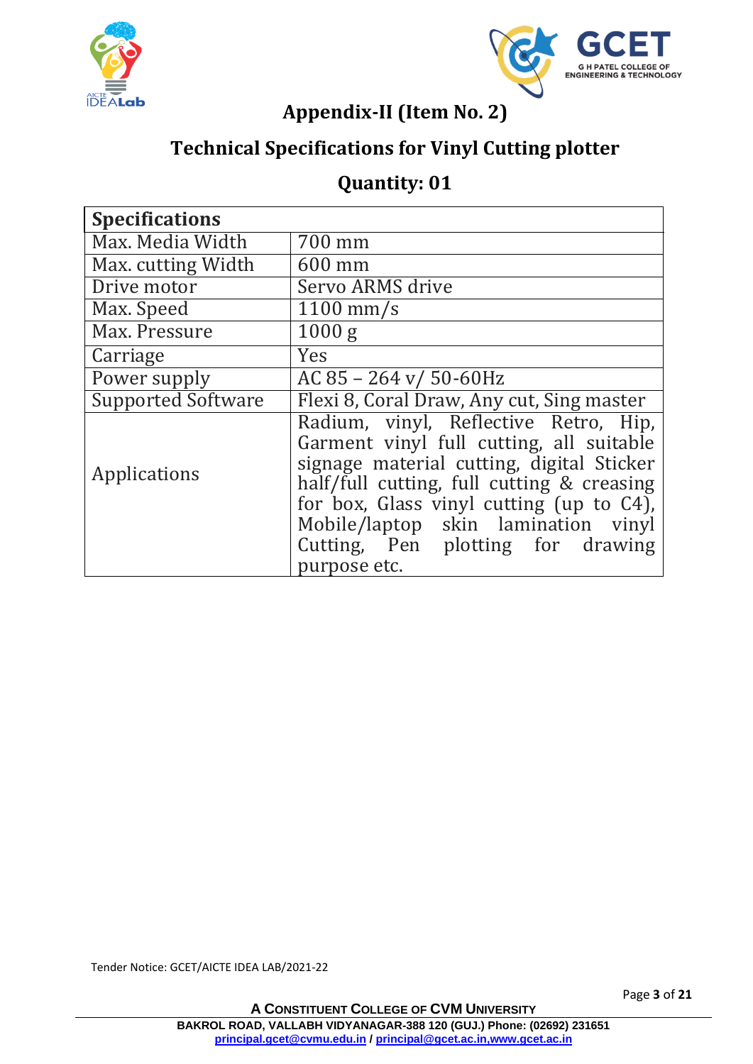## Appendix-II (Item No. 2)

## Technical Specifications for Vinyl Cutting plotter

## Quantity: 01

| Specifications | |
|---|---|
| Max. Media Width | 700 mm |
| Max. cutting Width | 600 mm |
| Drive motor | Servo ARMS drive |
| Max. Speed | 1100 mm/s |
| Max. Pressure | 1000 g |
| Carriage | Yes |
| Power supply | AC 85 – 264 v/ 50-60Hz |
| Supported Software | Flexi 8, Coral Draw, Any cut, Sing master |
| Applications | Radium, vinyl, Reflective Retro, Hip, Garment vinyl full cutting, all suitable signage material cutting, digital Sticker half/full cutting, full cutting & creasing for box, Glass vinyl cutting (up to C4), Mobile/laptop skin lamination vinyl Cutting, Pen plotting for drawing purpose etc. |

Tender Notice: GCET/AICTE IDEA LAB/2021-22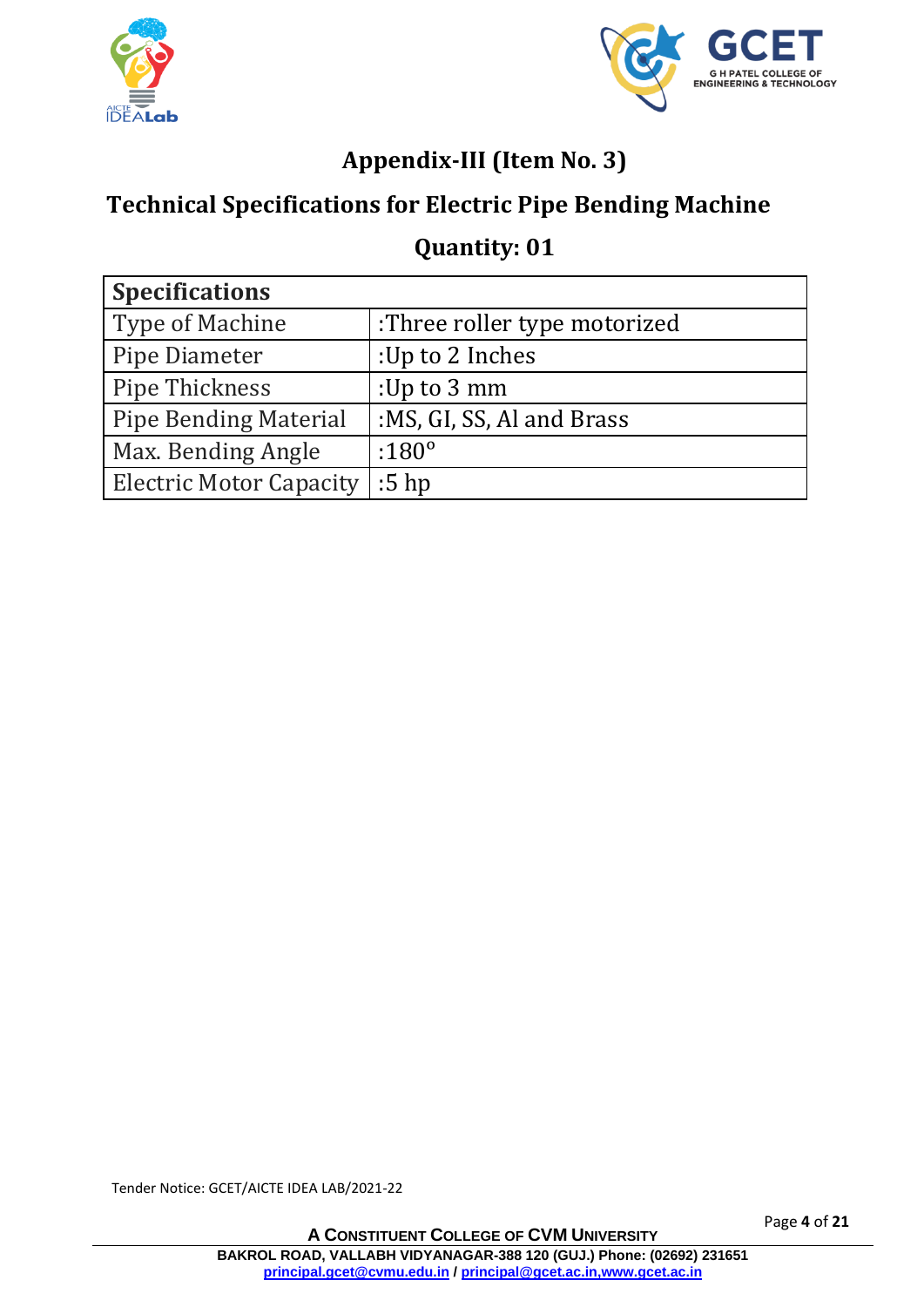## Appendix-III (Item No. 3)

## Technical Specifications for Electric Pipe Bending Machine

## Quantity: 01

| Specifications | |
|---|---|
| Type of Machine | :Three roller type motorized |
| Pipe Diameter | :Up to 2 Inches |
| Pipe Thickness | :Up to 3 mm |
| Pipe Bending Material | :MS, GI, SS, Al and Brass |
| Max. Bending Angle | :180° |
| Electric Motor Capacity | :5 hp |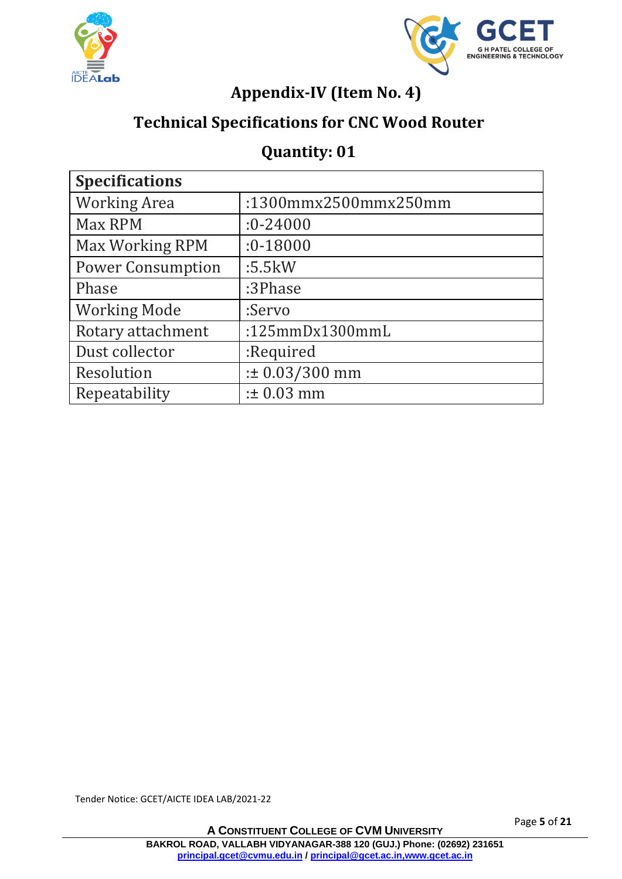## Appendix-IV (Item No. 4)

## Technical Specifications for CNC Wood Router

## Quantity: 01

| Specifications | |
|---|---|
| Working Area | :1300mmx2500mmx250mm |
| Max RPM | :0-24000 |
| Max Working RPM | :0-18000 |
| Power Consumption | :5.5kW |
| Phase | :3Phase |
| Working Mode | :Servo |
| Rotary attachment | :125mmDx1300mmL |
| Dust collector | :Required |
| Resolution | :± 0.03/300 mm |
| Repeatability | :± 0.03 mm |

Tender Notice: GCET/AICTE IDEA LAB/2021-22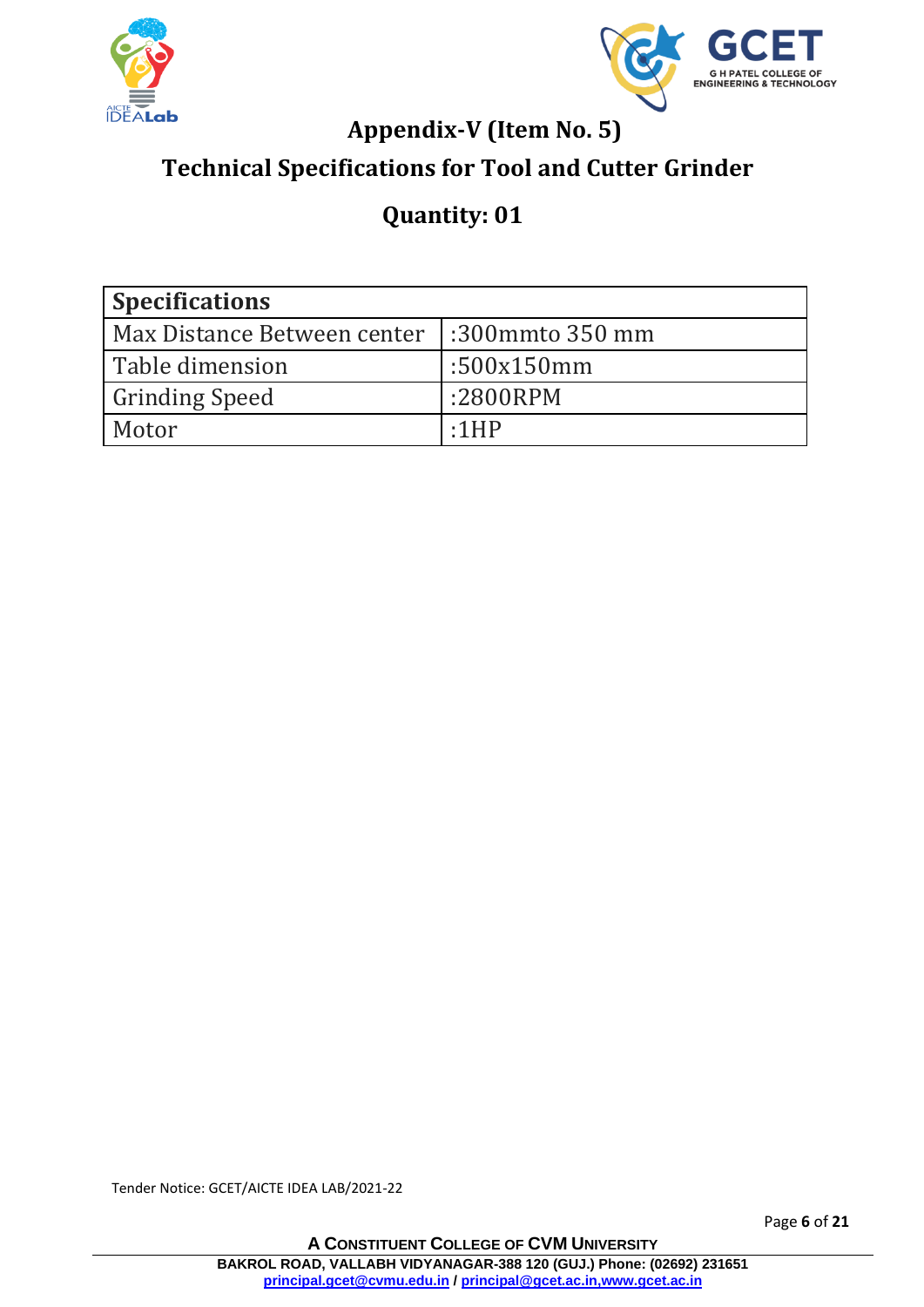# Appendix-V (Item No. 5)

## Technical Specifications for Tool and Cutter Grinder

## Quantity: 01

| Specifications | |
|---|---|
| Max Distance Between center | :300mmto 350 mm |
| Table dimension | :500x150mm |
| Grinding Speed | :2800RPM |
| Motor | :1HP |

Tender Notice: GCET/AICTE IDEA LAB/2021-22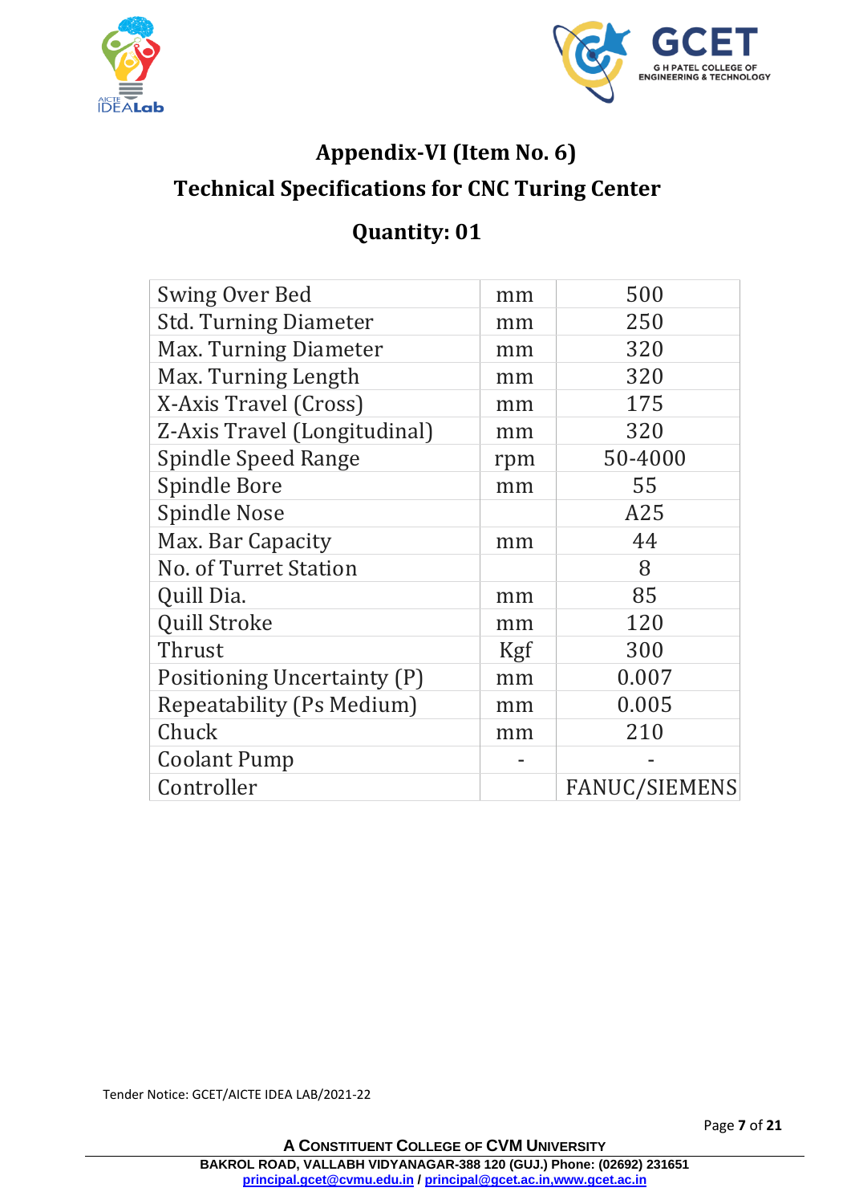# Appendix-VI (Item No. 6)

## Technical Specifications for CNC Turing Center

## Quantity: 01

| | | |
|---|---|---|
| Swing Over Bed | mm | 500 |
| Std. Turning Diameter | mm | 250 |
| Max. Turning Diameter | mm | 320 |
| Max. Turning Length | mm | 320 |
| X-Axis Travel (Cross) | mm | 175 |
| Z-Axis Travel (Longitudinal) | mm | 320 |
| Spindle Speed Range | rpm | 50-4000 |
| Spindle Bore | mm | 55 |
| Spindle Nose | | A25 |
| Max. Bar Capacity | mm | 44 |
| No. of Turret Station | | 8 |
| Quill Dia. | mm | 85 |
| Quill Stroke | mm | 120 |
| Thrust | Kgf | 300 |
| Positioning Uncertainty (P) | mm | 0.007 |
| Repeatability (Ps Medium) | mm | 0.005 |
| Chuck | mm | 210 |
| Coolant Pump | - | - |
| Controller | | FANUC/SIEMENS |

Tender Notice: GCET/AICTE IDEA LAB/2021-22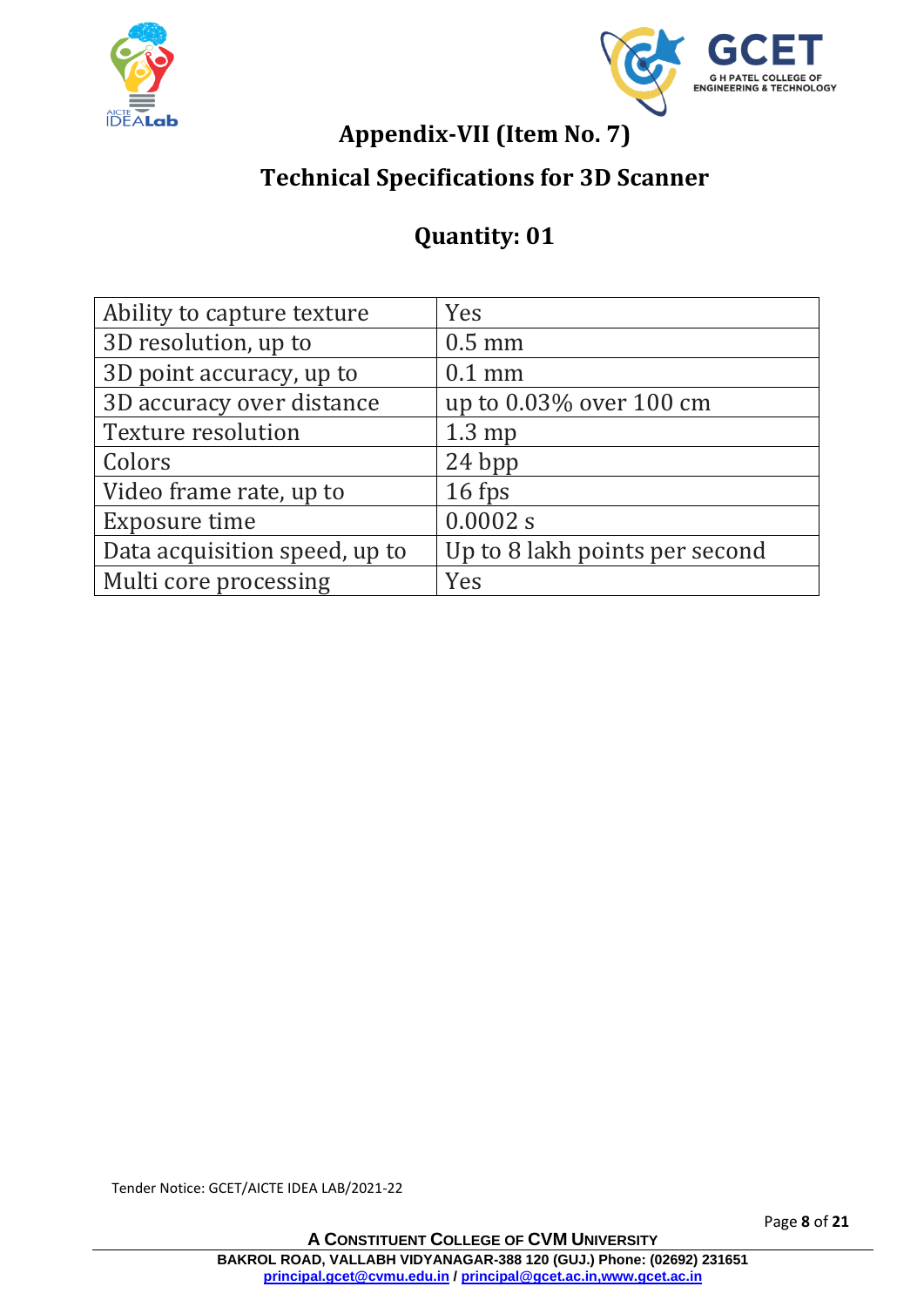## Appendix-VII (Item No. 7)

## Technical Specifications for 3D Scanner

## Quantity: 01

| | |
|---|---|
| Ability to capture texture | Yes |
| 3D resolution, up to | 0.5 mm |
| 3D point accuracy, up to | 0.1 mm |
| 3D accuracy over distance | up to 0.03% over 100 cm |
| Texture resolution | 1.3 mp |
| Colors | 24 bpp |
| Video frame rate, up to | 16 fps |
| Exposure time | 0.0002 s |
| Data acquisition speed, up to | Up to 8 lakh points per second |
| Multi core processing | Yes |

Tender Notice: GCET/AICTE IDEA LAB/2021-22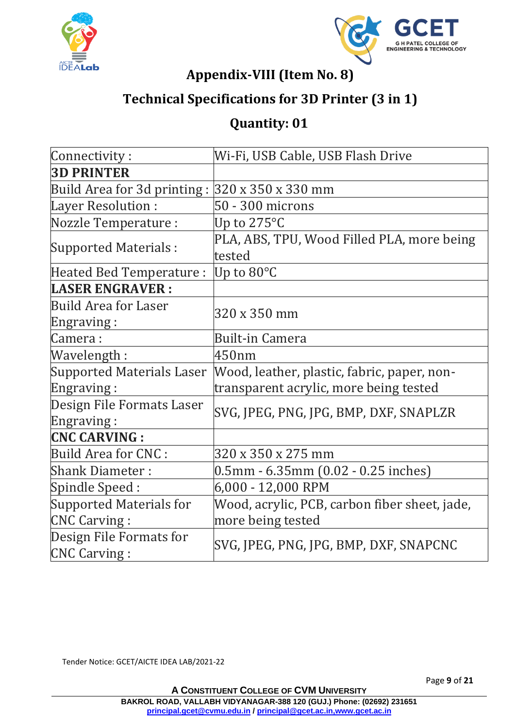## Appendix-VIII (Item No. 8)

## Technical Specifications for 3D Printer (3 in 1)

## Quantity: 01

| Connectivity : | Wi-Fi, USB Cable, USB Flash Drive |
|---|---|
| **3D PRINTER** | |
| Build Area for 3d printing : | 320 x 350 x 330 mm |
| Layer Resolution : | 50 - 300 microns |
| Nozzle Temperature : | Up to 275°C |
| Supported Materials : | PLA, ABS, TPU, Wood Filled PLA, more being tested |
| Heated Bed Temperature : | Up to 80°C |
| **LASER ENGRAVER :** | |
| Build Area for Laser Engraving : | 320 x 350 mm |
| Camera : | Built-in Camera |
| Wavelength : | 450nm |
| Supported Materials Laser Engraving : | Wood, leather, plastic, fabric, paper, non-transparent acrylic, more being tested |
| Design File Formats Laser Engraving : | SVG, JPEG, PNG, JPG, BMP, DXF, SNAPLZR |
| **CNC CARVING :** | |
| Build Area for CNC : | 320 x 350 x 275 mm |
| Shank Diameter : | 0.5mm - 6.35mm (0.02 - 0.25 inches) |
| Spindle Speed : | 6,000 - 12,000 RPM |
| Supported Materials for CNC Carving : | Wood, acrylic, PCB, carbon fiber sheet, jade, more being tested |
| Design File Formats for CNC Carving : | SVG, JPEG, PNG, JPG, BMP, DXF, SNAPCNC |

Tender Notice: GCET/AICTE IDEA LAB/2021-22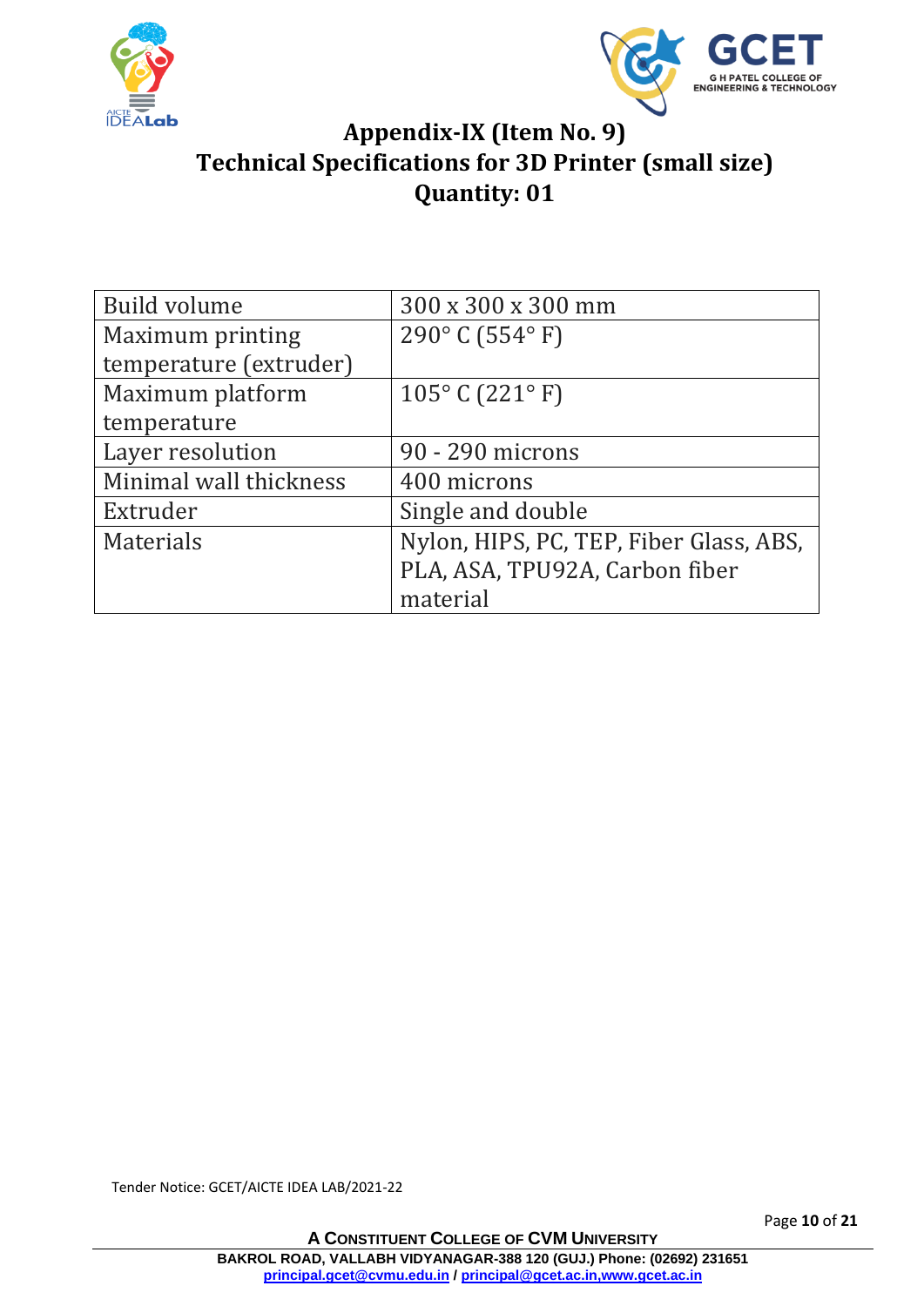# Appendix-IX (Item No. 9)
# Technical Specifications for 3D Printer (small size)
# Quantity: 01

| Build volume | 300 x 300 x 300 mm |
|---|---|
| Maximum printing temperature (extruder) | 290° C (554° F) |
| Maximum platform temperature | 105° C (221° F) |
| Layer resolution | 90 - 290 microns |
| Minimal wall thickness | 400 microns |
| Extruder | Single and double |
| Materials | Nylon, HIPS, PC, TEP, Fiber Glass, ABS, PLA, ASA, TPU92A, Carbon fiber material |

Tender Notice: GCET/AICTE IDEA LAB/2021-22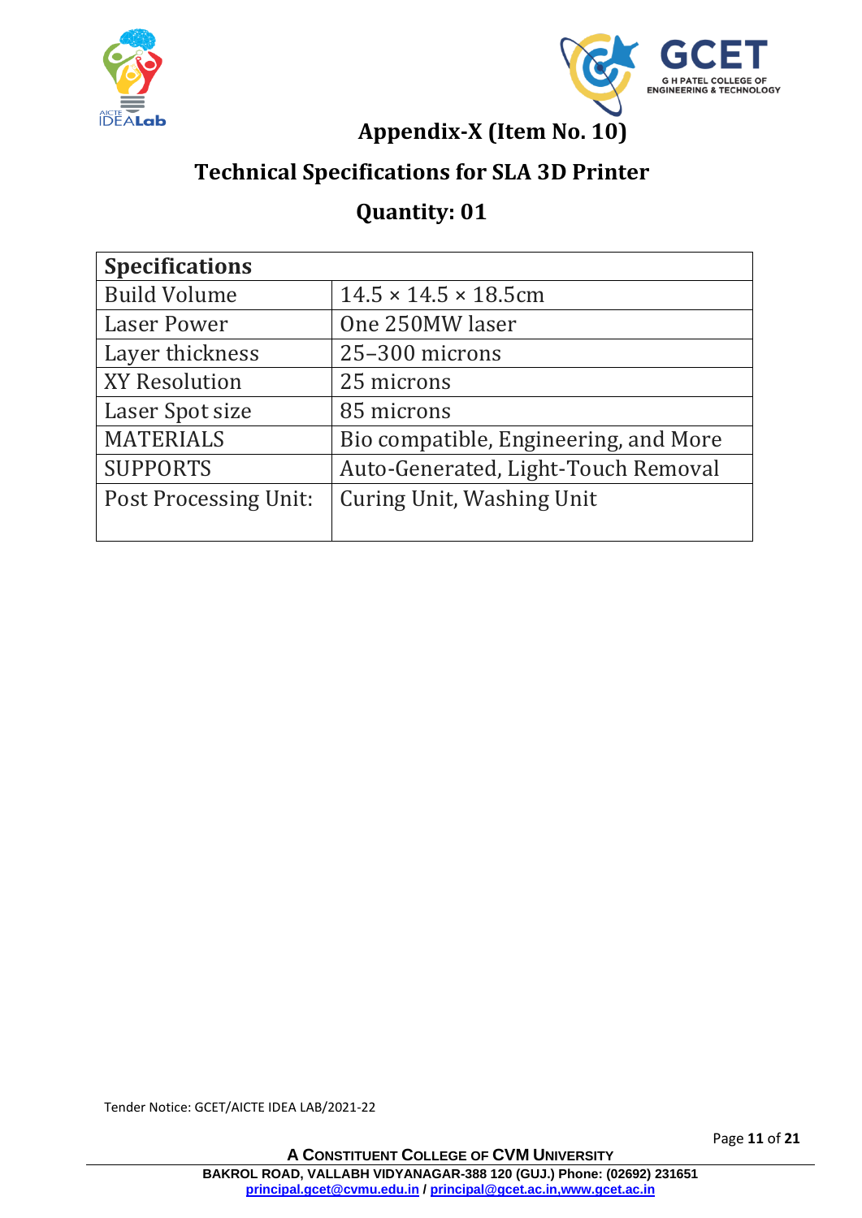## Appendix-X (Item No. 10)

## Technical Specifications for SLA 3D Printer

## Quantity: 01

| Specifications | |
|---|---|
| Build Volume | 14.5 × 14.5 × 18.5cm |
| Laser Power | One 250MW laser |
| Layer thickness | 25–300 microns |
| XY Resolution | 25 microns |
| Laser Spot size | 85 microns |
| MATERIALS | Bio compatible, Engineering, and More |
| SUPPORTS | Auto-Generated, Light-Touch Removal |
| Post Processing Unit: | Curing Unit, Washing Unit |

Tender Notice: GCET/AICTE IDEA LAB/2021-22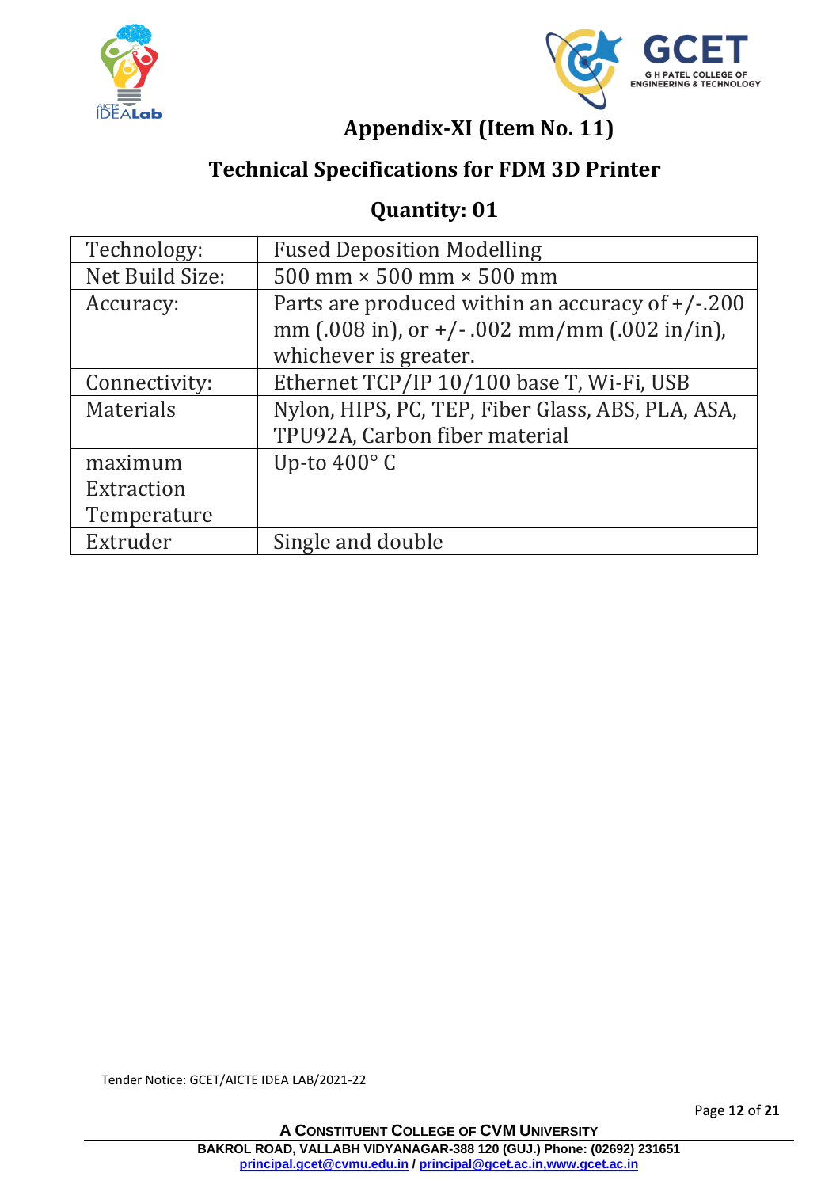## Appendix-XI (Item No. 11)

## Technical Specifications for FDM 3D Printer

## Quantity: 01

| Technology: | Fused Deposition Modelling |
|---|---|
| Net Build Size: | 500 mm × 500 mm × 500 mm |
| Accuracy: | Parts are produced within an accuracy of +/-.200 mm (.008 in), or +/- .002 mm/mm (.002 in/in), whichever is greater. |
| Connectivity: | Ethernet TCP/IP 10/100 base T, Wi-Fi, USB |
| Materials | Nylon, HIPS, PC, TEP, Fiber Glass, ABS, PLA, ASA, TPU92A, Carbon fiber material |
| maximum Extraction Temperature | Up-to 400° C |
| Extruder | Single and double |

Tender Notice: GCET/AICTE IDEA LAB/2021-22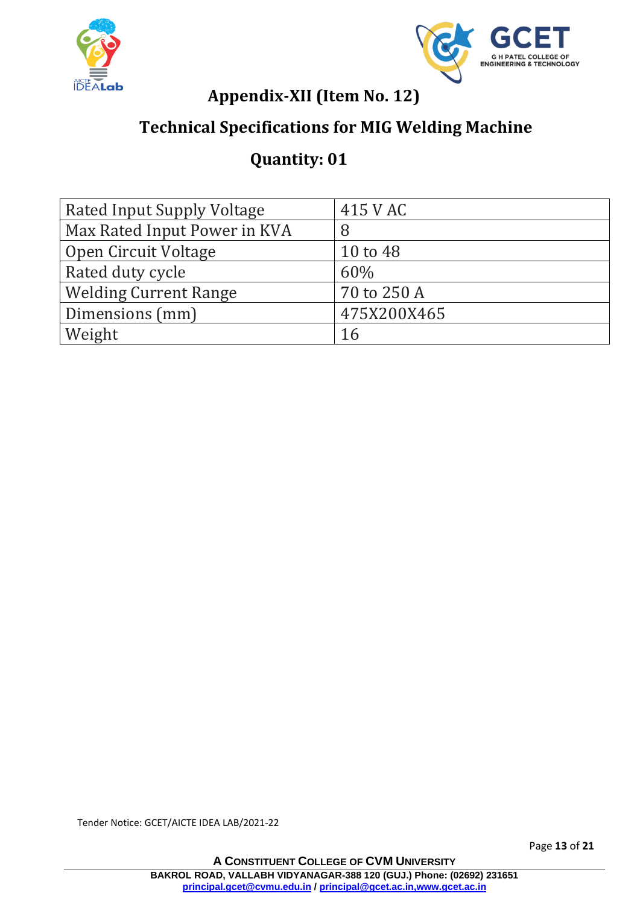## Appendix-XII (Item No. 12)

## Technical Specifications for MIG Welding Machine

## Quantity: 01

| Rated Input Supply Voltage | 415 V AC |
|---|---|
| Max Rated Input Power in KVA | 8 |
| Open Circuit Voltage | 10 to 48 |
| Rated duty cycle | 60% |
| Welding Current Range | 70 to 250 A |
| Dimensions (mm) | 475X200X465 |
| Weight | 16 |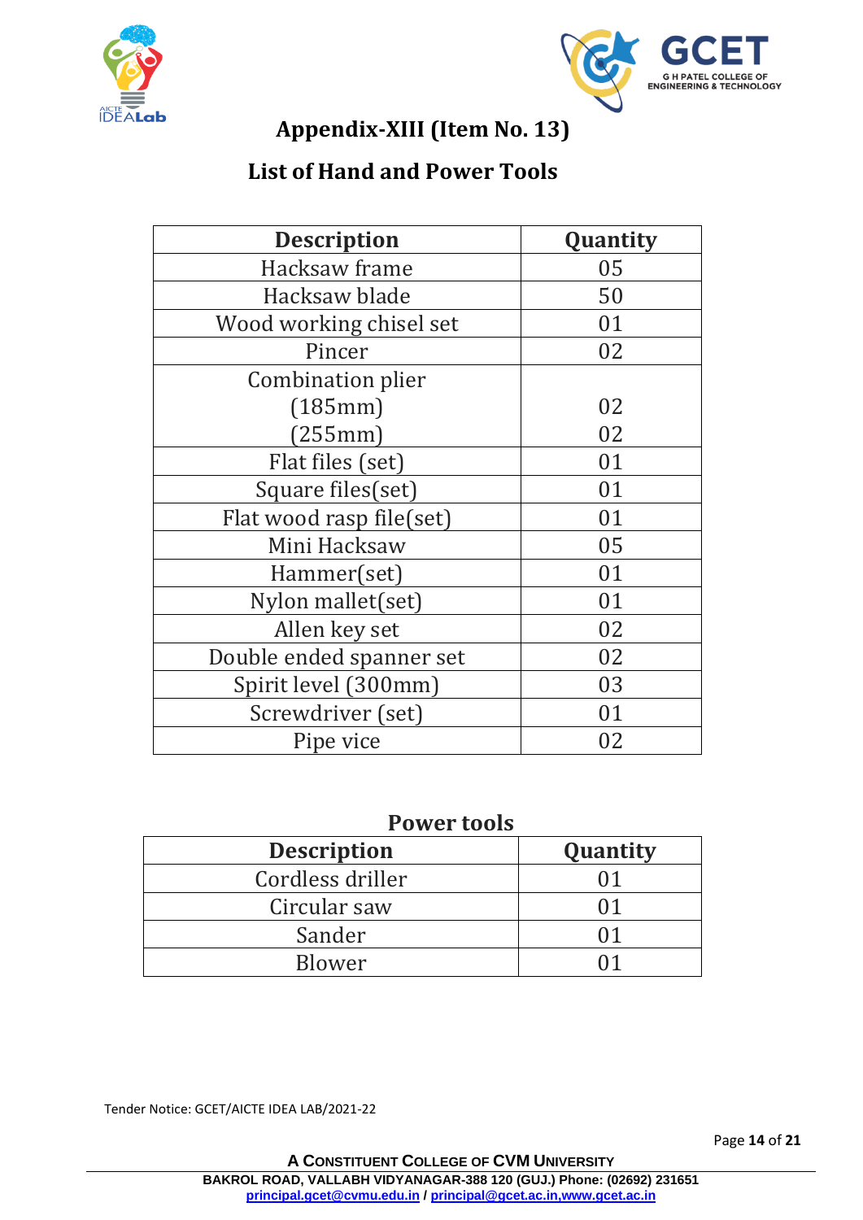## Appendix-XIII (Item No. 13)

## List of Hand and Power Tools

| Description | Quantity |
|---|---|
| Hacksaw frame | 05 |
| Hacksaw blade | 50 |
| Wood working chisel set | 01 |
| Pincer | 02 |
| Combination plier<br>(185mm)<br>(255mm) | <br>02<br>02 |
| Flat files (set) | 01 |
| Square files(set) | 01 |
| Flat wood rasp file(set) | 01 |
| Mini Hacksaw | 05 |
| Hammer(set) | 01 |
| Nylon mallet(set) | 01 |
| Allen key set | 02 |
| Double ended spanner set | 02 |
| Spirit level (300mm) | 03 |
| Screwdriver (set) | 01 |
| Pipe vice | 02 |

### Power tools

| Description | Quantity |
|---|---|
| Cordless driller | 01 |
| Circular saw | 01 |
| Sander | 01 |
| Blower | 01 |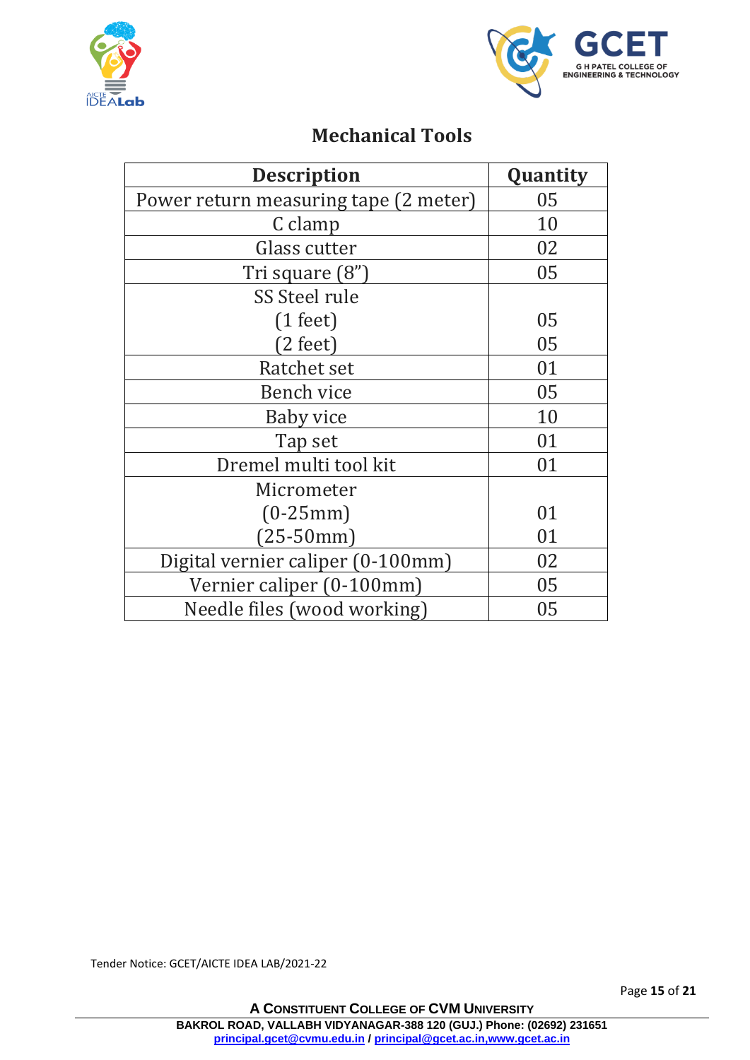## Mechanical Tools

| Description | Quantity |
|---|---|
| Power return measuring tape (2 meter) | 05 |
| C clamp | 10 |
| Glass cutter | 02 |
| Tri square (8") | 05 |
| SS Steel rule | |
| (1 feet) | 05 |
| (2 feet) | 05 |
| Ratchet set | 01 |
| Bench vice | 05 |
| Baby vice | 10 |
| Tap set | 01 |
| Dremel multi tool kit | 01 |
| Micrometer | |
| (0-25mm) | 01 |
| (25-50mm) | 01 |
| Digital vernier caliper (0-100mm) | 02 |
| Vernier caliper (0-100mm) | 05 |
| Needle files (wood working) | 05 |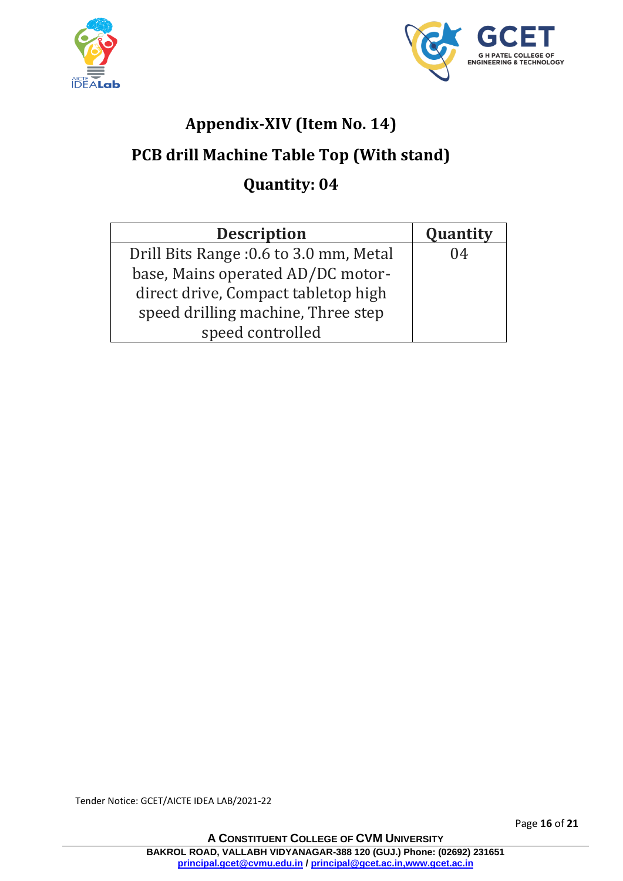## Appendix-XIV (Item No. 14)

## PCB drill Machine Table Top (With stand)

## Quantity: 04

| Description | Quantity |
| --- | --- |
| Drill Bits Range :0.6 to 3.0 mm, Metal base, Mains operated AD/DC motor-direct drive, Compact tabletop high speed drilling machine, Three step speed controlled | 04 |

Tender Notice: GCET/AICTE IDEA LAB/2021-22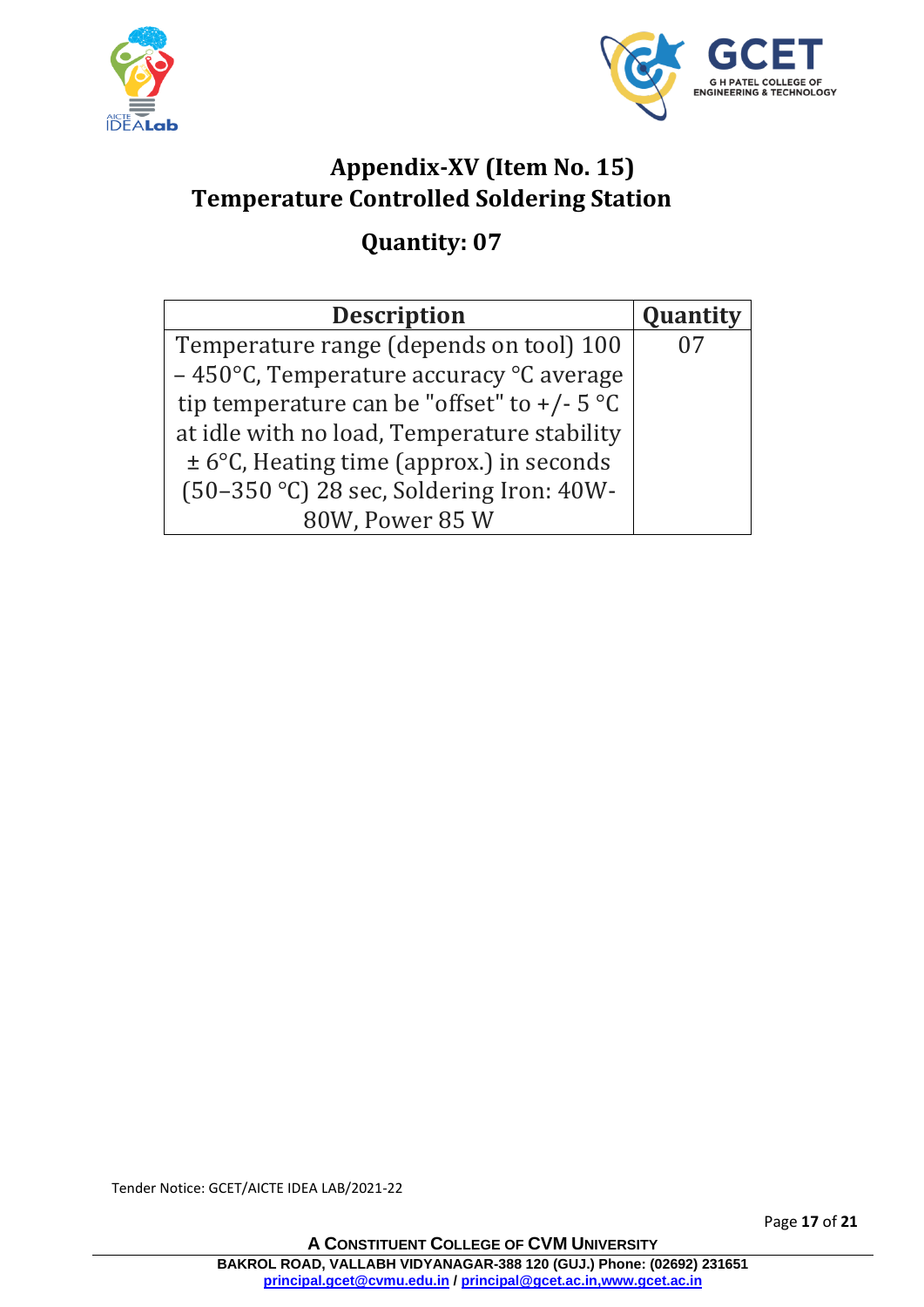# Appendix-XV (Item No. 15)
# Temperature Controlled Soldering Station

## Quantity: 07

| Description | Quantity |
|---|---|
| Temperature range (depends on tool) 100 – 450°C, Temperature accuracy °C average tip temperature can be "offset" to +/- 5 °C at idle with no load, Temperature stability ± 6°C, Heating time (approx.) in seconds (50–350 °C) 28 sec, Soldering Iron: 40W-80W, Power 85 W | 07 |

Tender Notice: GCET/AICTE IDEA LAB/2021-22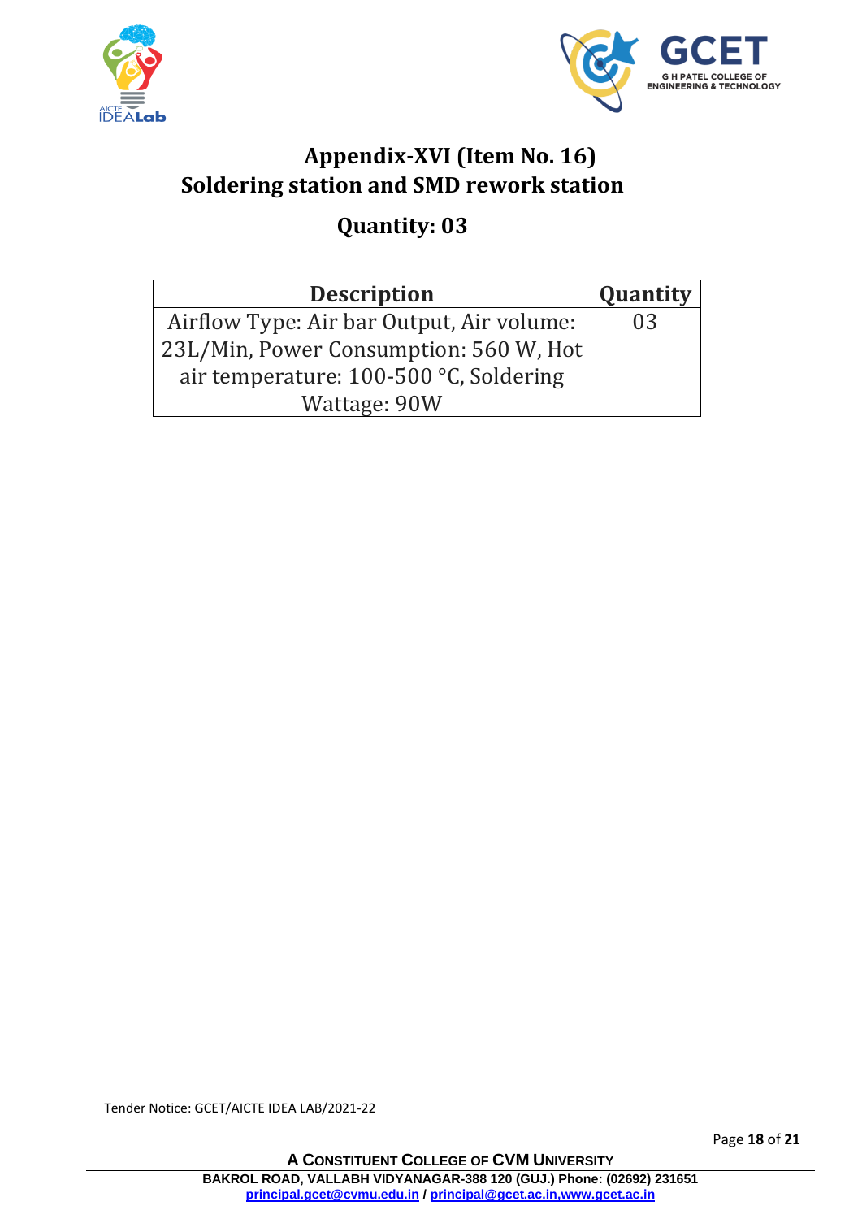# Appendix-XVI (Item No. 16)
# Soldering station and SMD rework station

## Quantity: 03

| Description | Quantity |
|---|---|
| Airflow Type: Air bar Output, Air volume: 23L/Min, Power Consumption: 560 W, Hot air temperature: 100-500 °C, Soldering Wattage: 90W | 03 |

Tender Notice: GCET/AICTE IDEA LAB/2021-22

A CONSTITUENT COLLEGE OF CVM UNIVERSITY

BAKROL ROAD, VALLABH VIDYANAGAR-388 120 (GUJ.) Phone: (02692) 231651

principal.gcet@cvmu.edu.in / principal@gcet.ac.in,www.gcet.ac.in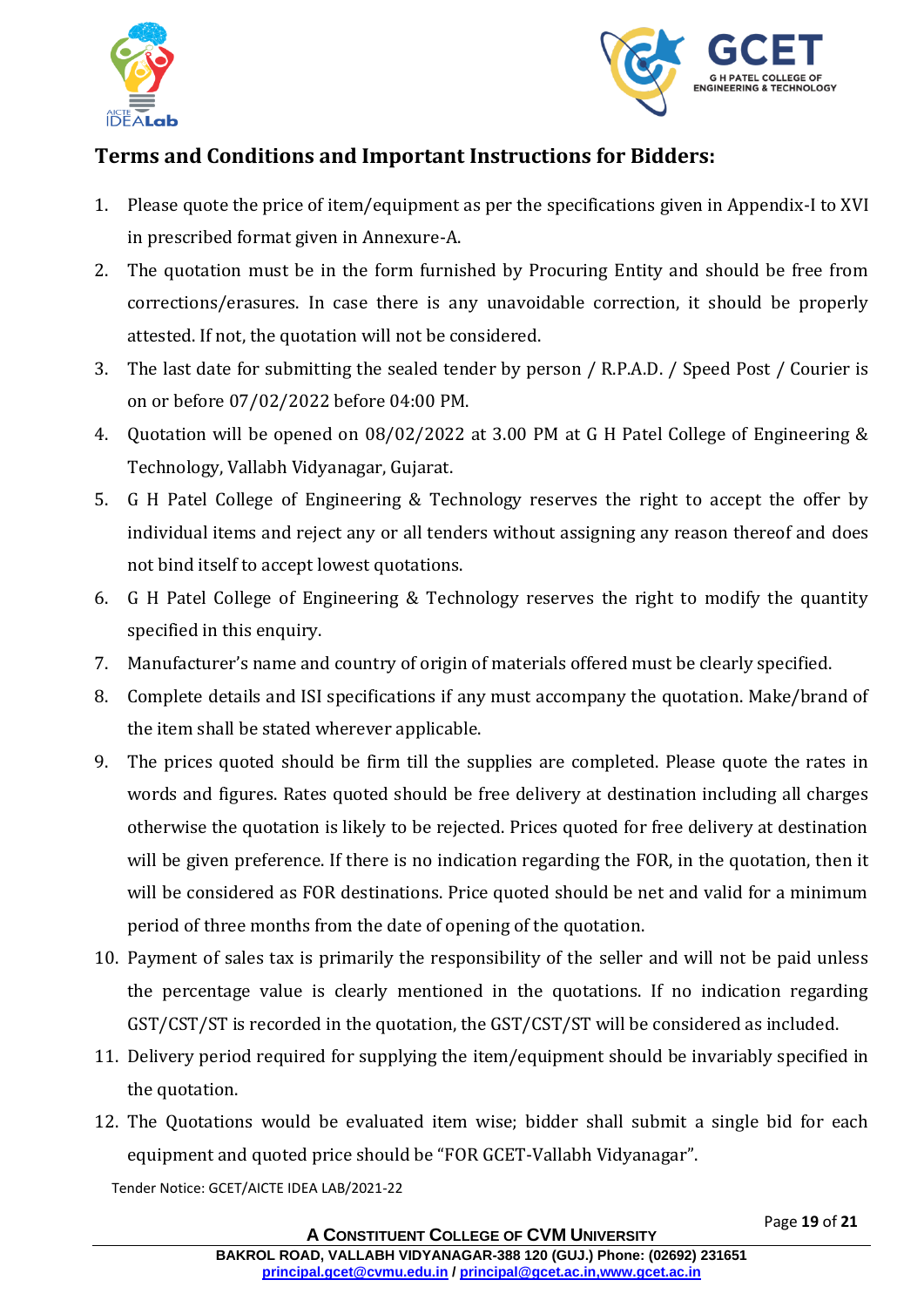## Terms and Conditions and Important Instructions for Bidders:

1. Please quote the price of item/equipment as per the specifications given in Appendix-I to XVI in prescribed format given in Annexure-A.
2. The quotation must be in the form furnished by Procuring Entity and should be free from corrections/erasures. In case there is any unavoidable correction, it should be properly attested. If not, the quotation will not be considered.
3. The last date for submitting the sealed tender by person / R.P.A.D. / Speed Post / Courier is on or before 07/02/2022 before 04:00 PM.
4. Quotation will be opened on 08/02/2022 at 3.00 PM at G H Patel College of Engineering & Technology, Vallabh Vidyanagar, Gujarat.
5. G H Patel College of Engineering & Technology reserves the right to accept the offer by individual items and reject any or all tenders without assigning any reason thereof and does not bind itself to accept lowest quotations.
6. G H Patel College of Engineering & Technology reserves the right to modify the quantity specified in this enquiry.
7. Manufacturer's name and country of origin of materials offered must be clearly specified.
8. Complete details and ISI specifications if any must accompany the quotation. Make/brand of the item shall be stated wherever applicable.
9. The prices quoted should be firm till the supplies are completed. Please quote the rates in words and figures. Rates quoted should be free delivery at destination including all charges otherwise the quotation is likely to be rejected. Prices quoted for free delivery at destination will be given preference. If there is no indication regarding the FOR, in the quotation, then it will be considered as FOR destinations. Price quoted should be net and valid for a minimum period of three months from the date of opening of the quotation.
10. Payment of sales tax is primarily the responsibility of the seller and will not be paid unless the percentage value is clearly mentioned in the quotations. If no indication regarding GST/CST/ST is recorded in the quotation, the GST/CST/ST will be considered as included.
11. Delivery period required for supplying the item/equipment should be invariably specified in the quotation.
12. The Quotations would be evaluated item wise; bidder shall submit a single bid for each equipment and quoted price should be "FOR GCET-Vallabh Vidyanagar".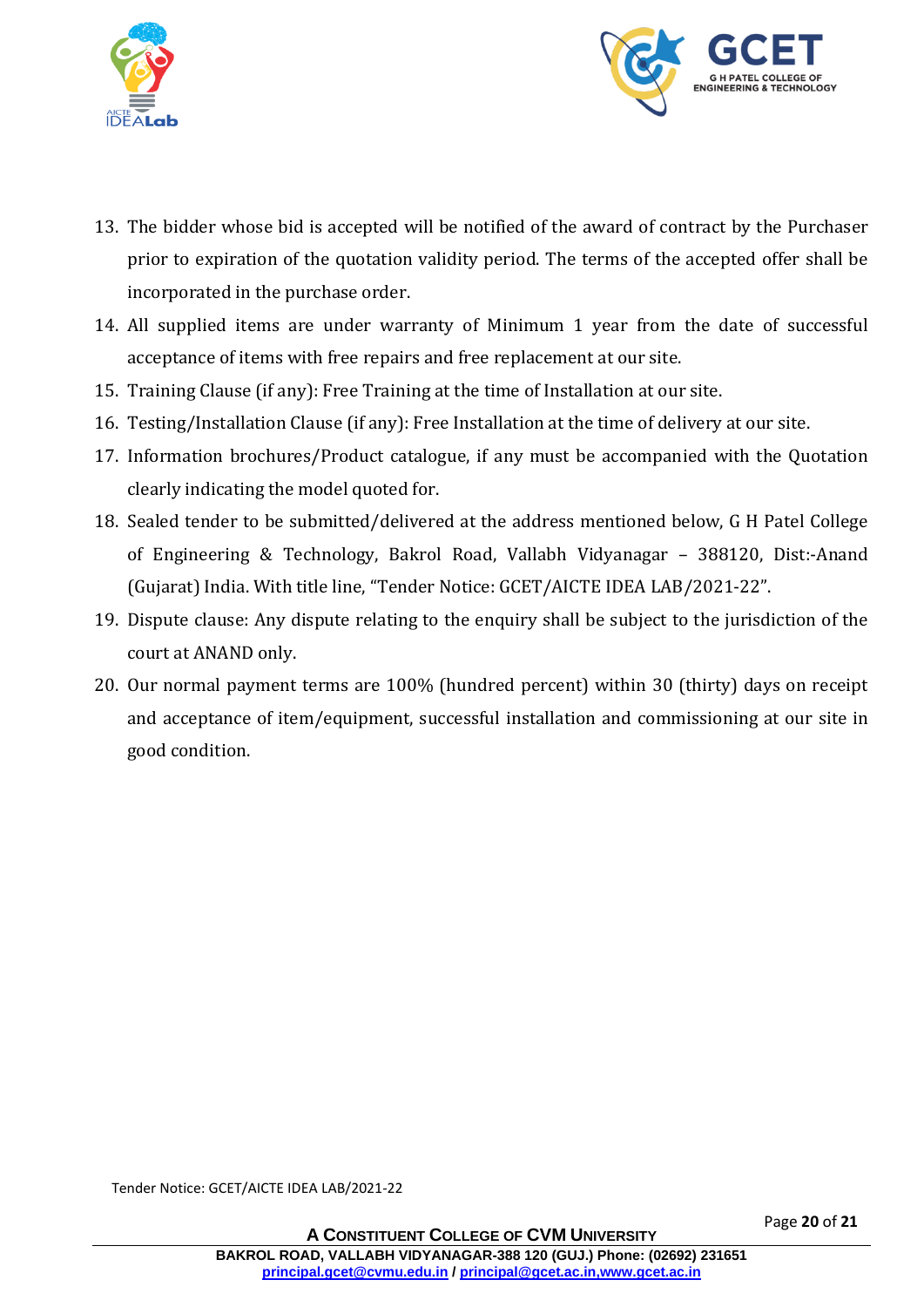13. The bidder whose bid is accepted will be notified of the award of contract by the Purchaser prior to expiration of the quotation validity period. The terms of the accepted offer shall be incorporated in the purchase order.
14. All supplied items are under warranty of Minimum 1 year from the date of successful acceptance of items with free repairs and free replacement at our site.
15. Training Clause (if any): Free Training at the time of Installation at our site.
16. Testing/Installation Clause (if any): Free Installation at the time of delivery at our site.
17. Information brochures/Product catalogue, if any must be accompanied with the Quotation clearly indicating the model quoted for.
18. Sealed tender to be submitted/delivered at the address mentioned below, G H Patel College of Engineering & Technology, Bakrol Road, Vallabh Vidyanagar – 388120, Dist:-Anand (Gujarat) India. With title line, "Tender Notice: GCET/AICTE IDEA LAB/2021-22".
19. Dispute clause: Any dispute relating to the enquiry shall be subject to the jurisdiction of the court at ANAND only.
20. Our normal payment terms are 100% (hundred percent) within 30 (thirty) days on receipt and acceptance of item/equipment, successful installation and commissioning at our site in good condition.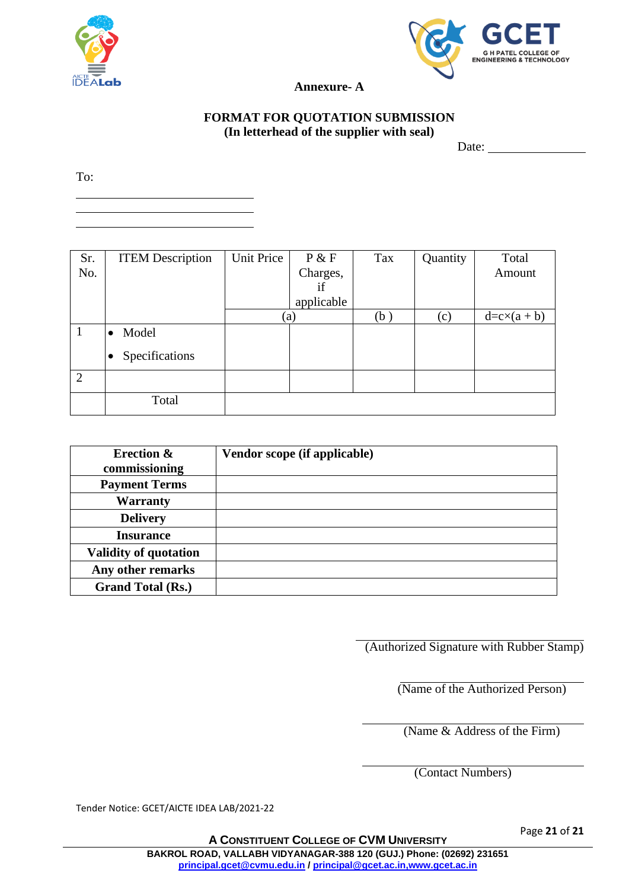**Annexure- A**

**FORMAT FOR QUOTATION SUBMISSION**
**(In letterhead of the supplier with seal)**

Date: ________________

To:

______________________________
______________________________
______________________________

| Sr. No. | ITEM Description | Unit Price | P & F Charges, if applicable | Tax | Quantity | Total Amount |
|---|---|---|---|---|---|---|
| | | (a) | | (b ) | (c) | d=c×(a + b) |
| 1 | • Model<br>• Specifications | | | | | |
| 2 | | | | | | |
| | Total | | | | | |

| **Erection & commissioning** | **Vendor scope (if applicable)** |
|---|---|
| **Payment Terms** | |
| **Warranty** | |
| **Delivery** | |
| **Insurance** | |
| **Validity of quotation** | |
| **Any other remarks** | |
| **Grand Total (Rs.)** | |

______________________________
(Authorized Signature with Rubber Stamp)

______________________________
(Name of the Authorized Person)

______________________________
(Name & Address of the Firm)

______________________________
(Contact Numbers)

Tender Notice: GCET/AICTE IDEA LAB/2021-22